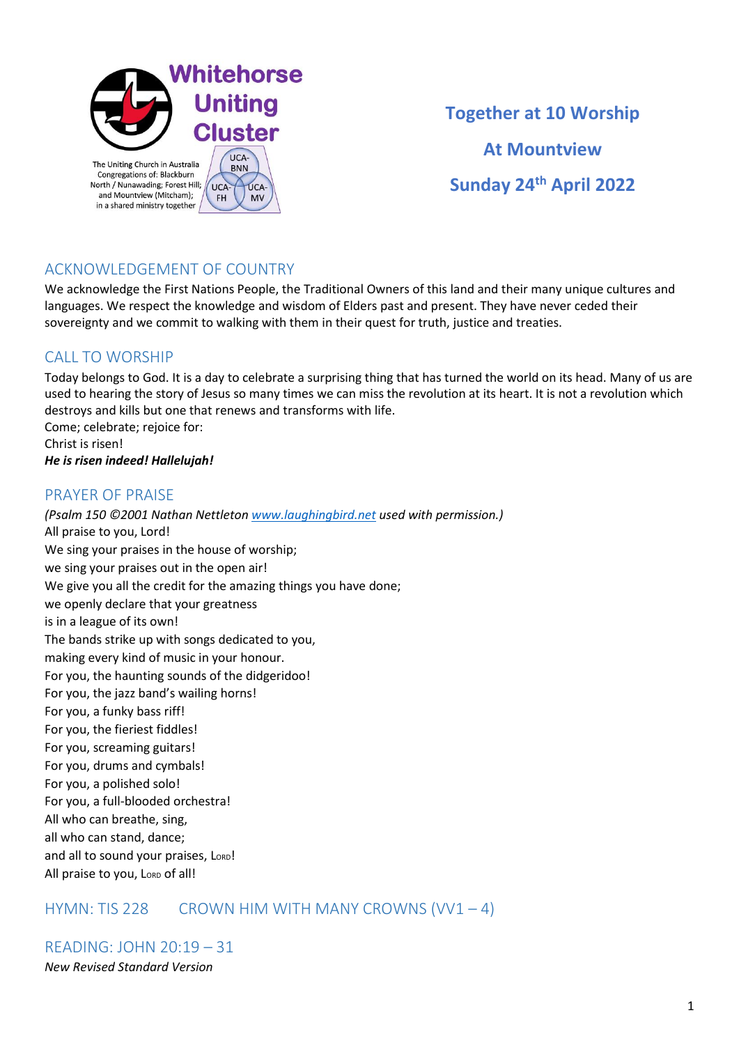Whitehorse Uniting Cluster

The Uniting Church in Australia
Congregations of: Blackburn North / Nunawading; Forest Hill; and Mountview (Mitcham); in a shared ministry together

UCA-BNN UCA-FH UCA-MV

# Together at 10 Worship

# At Mountview

# Sunday 24th April 2022

## ACKNOWLEDGEMENT OF COUNTRY

We acknowledge the First Nations People, the Traditional Owners of this land and their many unique cultures and languages. We respect the knowledge and wisdom of Elders past and present. They have never ceded their sovereignty and we commit to walking with them in their quest for truth, justice and treaties.

## CALL TO WORSHIP

Today belongs to God. It is a day to celebrate a surprising thing that has turned the world on its head. Many of us are used to hearing the story of Jesus so many times we can miss the revolution at its heart. It is not a revolution which destroys and kills but one that renews and transforms with life.
Come; celebrate; rejoice for:
Christ is risen!
***He is risen indeed! Hallelujah!***

## PRAYER OF PRAISE

*(Psalm 150 ©2001 Nathan Nettleton www.laughingbird.net used with permission.)*
All praise to you, Lord!
We sing your praises in the house of worship;
we sing your praises out in the open air!
We give you all the credit for the amazing things you have done;
we openly declare that your greatness
is in a league of its own!
The bands strike up with songs dedicated to you,
making every kind of music in your honour.
For you, the haunting sounds of the didgeridoo!
For you, the jazz band's wailing horns!
For you, a funky bass riff!
For you, the fieriest fiddles!
For you, screaming guitars!
For you, drums and cymbals!
For you, a polished solo!
For you, a full-blooded orchestra!
All who can breathe, sing,
all who can stand, dance;
and all to sound your praises, Lord!
All praise to you, Lord of all!

## HYMN: TIS 228 CROWN HIM WITH MANY CROWNS (VV1 – 4)

## READING: JOHN 20:19 – 31

*New Revised Standard Version*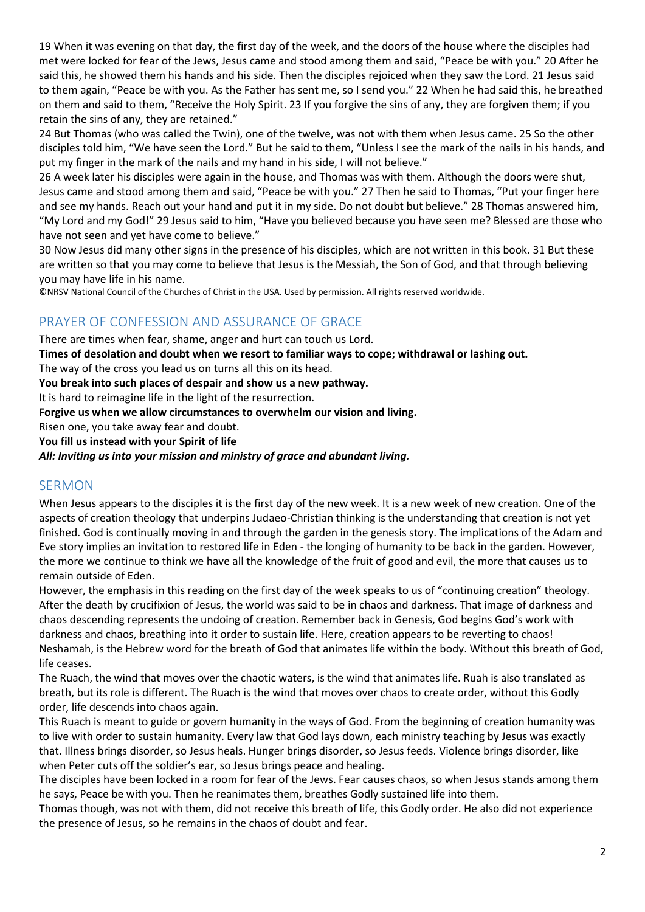19 When it was evening on that day, the first day of the week, and the doors of the house where the disciples had met were locked for fear of the Jews, Jesus came and stood among them and said, "Peace be with you." 20 After he said this, he showed them his hands and his side. Then the disciples rejoiced when they saw the Lord. 21 Jesus said to them again, "Peace be with you. As the Father has sent me, so I send you." 22 When he had said this, he breathed on them and said to them, "Receive the Holy Spirit. 23 If you forgive the sins of any, they are forgiven them; if you retain the sins of any, they are retained."

24 But Thomas (who was called the Twin), one of the twelve, was not with them when Jesus came. 25 So the other disciples told him, "We have seen the Lord." But he said to them, "Unless I see the mark of the nails in his hands, and put my finger in the mark of the nails and my hand in his side, I will not believe."

26 A week later his disciples were again in the house, and Thomas was with them. Although the doors were shut, Jesus came and stood among them and said, "Peace be with you." 27 Then he said to Thomas, "Put your finger here and see my hands. Reach out your hand and put it in my side. Do not doubt but believe." 28 Thomas answered him, "My Lord and my God!" 29 Jesus said to him, "Have you believed because you have seen me? Blessed are those who have not seen and yet have come to believe."

30 Now Jesus did many other signs in the presence of his disciples, which are not written in this book. 31 But these are written so that you may come to believe that Jesus is the Messiah, the Son of God, and that through believing you may have life in his name.

©NRSV National Council of the Churches of Christ in the USA. Used by permission. All rights reserved worldwide.

## PRAYER OF CONFESSION AND ASSURANCE OF GRACE

There are times when fear, shame, anger and hurt can touch us Lord.

**Times of desolation and doubt when we resort to familiar ways to cope; withdrawal or lashing out.**

The way of the cross you lead us on turns all this on its head.

**You break into such places of despair and show us a new pathway.**

It is hard to reimagine life in the light of the resurrection.

**Forgive us when we allow circumstances to overwhelm our vision and living.**

Risen one, you take away fear and doubt.

**You fill us instead with your Spirit of life**

***All: Inviting us into your mission and ministry of grace and abundant living.***

## SERMON

When Jesus appears to the disciples it is the first day of the new week. It is a new week of new creation. One of the aspects of creation theology that underpins Judaeo-Christian thinking is the understanding that creation is not yet finished. God is continually moving in and through the garden in the genesis story. The implications of the Adam and Eve story implies an invitation to restored life in Eden - the longing of humanity to be back in the garden. However, the more we continue to think we have all the knowledge of the fruit of good and evil, the more that causes us to remain outside of Eden.

However, the emphasis in this reading on the first day of the week speaks to us of "continuing creation" theology. After the death by crucifixion of Jesus, the world was said to be in chaos and darkness. That image of darkness and chaos descending represents the undoing of creation. Remember back in Genesis, God begins God's work with darkness and chaos, breathing into it order to sustain life. Here, creation appears to be reverting to chaos! Neshamah, is the Hebrew word for the breath of God that animates life within the body. Without this breath of God, life ceases.

The Ruach, the wind that moves over the chaotic waters, is the wind that animates life. Ruah is also translated as breath, but its role is different. The Ruach is the wind that moves over chaos to create order, without this Godly order, life descends into chaos again.

This Ruach is meant to guide or govern humanity in the ways of God. From the beginning of creation humanity was to live with order to sustain humanity. Every law that God lays down, each ministry teaching by Jesus was exactly that. Illness brings disorder, so Jesus heals. Hunger brings disorder, so Jesus feeds. Violence brings disorder, like when Peter cuts off the soldier's ear, so Jesus brings peace and healing.

The disciples have been locked in a room for fear of the Jews. Fear causes chaos, so when Jesus stands among them he says, Peace be with you. Then he reanimates them, breathes Godly sustained life into them.

Thomas though, was not with them, did not receive this breath of life, this Godly order. He also did not experience the presence of Jesus, so he remains in the chaos of doubt and fear.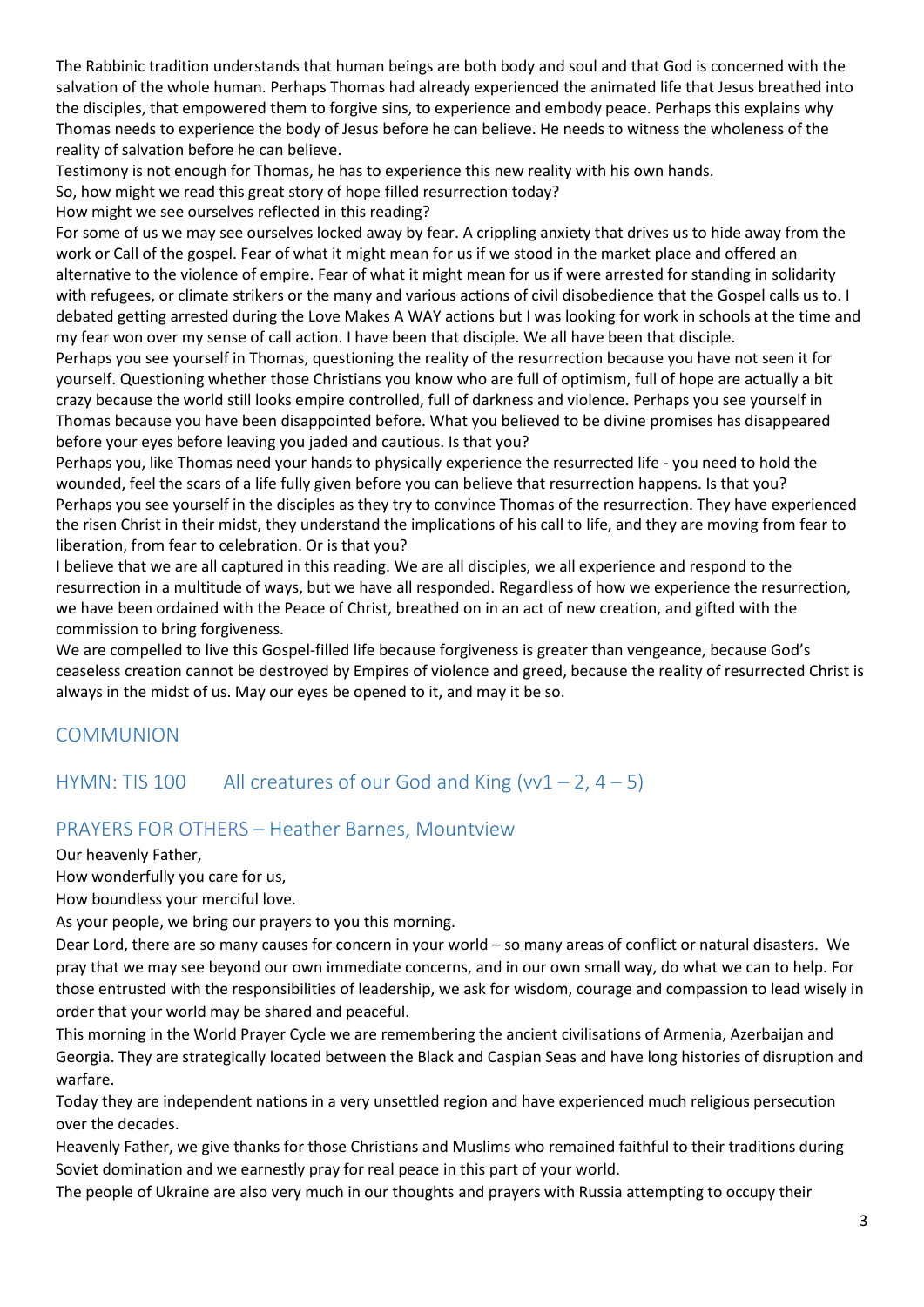The Rabbinic tradition understands that human beings are both body and soul and that God is concerned with the salvation of the whole human. Perhaps Thomas had already experienced the animated life that Jesus breathed into the disciples, that empowered them to forgive sins, to experience and embody peace. Perhaps this explains why Thomas needs to experience the body of Jesus before he can believe. He needs to witness the wholeness of the reality of salvation before he can believe.

Testimony is not enough for Thomas, he has to experience this new reality with his own hands.

So, how might we read this great story of hope filled resurrection today?

How might we see ourselves reflected in this reading?

For some of us we may see ourselves locked away by fear. A crippling anxiety that drives us to hide away from the work or Call of the gospel. Fear of what it might mean for us if we stood in the market place and offered an alternative to the violence of empire. Fear of what it might mean for us if were arrested for standing in solidarity with refugees, or climate strikers or the many and various actions of civil disobedience that the Gospel calls us to. I debated getting arrested during the Love Makes A WAY actions but I was looking for work in schools at the time and my fear won over my sense of call action. I have been that disciple. We all have been that disciple.

Perhaps you see yourself in Thomas, questioning the reality of the resurrection because you have not seen it for yourself. Questioning whether those Christians you know who are full of optimism, full of hope are actually a bit crazy because the world still looks empire controlled, full of darkness and violence. Perhaps you see yourself in Thomas because you have been disappointed before. What you believed to be divine promises has disappeared before your eyes before leaving you jaded and cautious. Is that you?

Perhaps you, like Thomas need your hands to physically experience the resurrected life - you need to hold the wounded, feel the scars of a life fully given before you can believe that resurrection happens. Is that you?

Perhaps you see yourself in the disciples as they try to convince Thomas of the resurrection. They have experienced the risen Christ in their midst, they understand the implications of his call to life, and they are moving from fear to liberation, from fear to celebration. Or is that you?

I believe that we are all captured in this reading. We are all disciples, we all experience and respond to the resurrection in a multitude of ways, but we have all responded. Regardless of how we experience the resurrection, we have been ordained with the Peace of Christ, breathed on in an act of new creation, and gifted with the commission to bring forgiveness.

We are compelled to live this Gospel-filled life because forgiveness is greater than vengeance, because God's ceaseless creation cannot be destroyed by Empires of violence and greed, because the reality of resurrected Christ is always in the midst of us. May our eyes be opened to it, and may it be so.

## COMMUNION

## HYMN: TIS 100 All creatures of our God and King (vv1 – 2, 4 – 5)

## PRAYERS FOR OTHERS – Heather Barnes, Mountview

Our heavenly Father,

How wonderfully you care for us,

How boundless your merciful love.

As your people, we bring our prayers to you this morning.

Dear Lord, there are so many causes for concern in your world – so many areas of conflict or natural disasters. We pray that we may see beyond our own immediate concerns, and in our own small way, do what we can to help. For those entrusted with the responsibilities of leadership, we ask for wisdom, courage and compassion to lead wisely in order that your world may be shared and peaceful.

This morning in the World Prayer Cycle we are remembering the ancient civilisations of Armenia, Azerbaijan and Georgia. They are strategically located between the Black and Caspian Seas and have long histories of disruption and warfare.

Today they are independent nations in a very unsettled region and have experienced much religious persecution over the decades.

Heavenly Father, we give thanks for those Christians and Muslims who remained faithful to their traditions during Soviet domination and we earnestly pray for real peace in this part of your world.

The people of Ukraine are also very much in our thoughts and prayers with Russia attempting to occupy their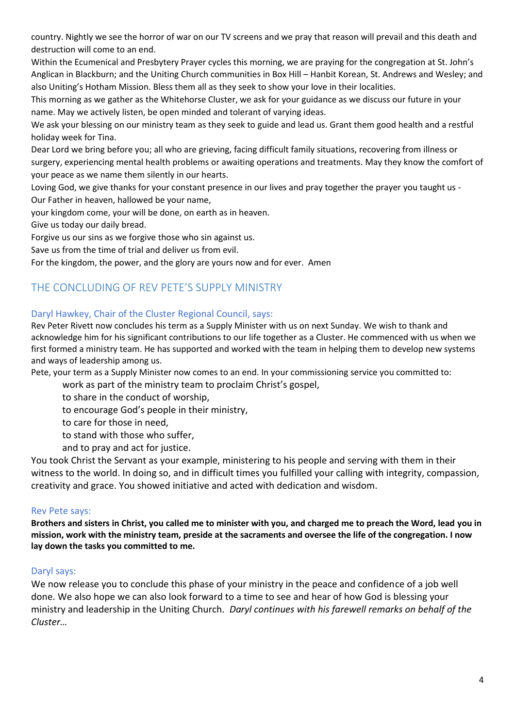country. Nightly we see the horror of war on our TV screens and we pray that reason will prevail and this death and destruction will come to an end.

Within the Ecumenical and Presbytery Prayer cycles this morning, we are praying for the congregation at St. John's Anglican in Blackburn; and the Uniting Church communities in Box Hill – Hanbit Korean, St. Andrews and Wesley; and also Uniting's Hotham Mission. Bless them all as they seek to show your love in their localities.

This morning as we gather as the Whitehorse Cluster, we ask for your guidance as we discuss our future in your name. May we actively listen, be open minded and tolerant of varying ideas.

We ask your blessing on our ministry team as they seek to guide and lead us. Grant them good health and a restful holiday week for Tina.

Dear Lord we bring before you; all who are grieving, facing difficult family situations, recovering from illness or surgery, experiencing mental health problems or awaiting operations and treatments. May they know the comfort of your peace as we name them silently in our hearts.

Loving God, we give thanks for your constant presence in our lives and pray together the prayer you taught us -

Our Father in heaven, hallowed be your name,
your kingdom come, your will be done, on earth as in heaven.
Give us today our daily bread.
Forgive us our sins as we forgive those who sin against us.
Save us from the time of trial and deliver us from evil.
For the kingdom, the power, and the glory are yours now and for ever. Amen

## THE CONCLUDING OF REV PETE'S SUPPLY MINISTRY

### Daryl Hawkey, Chair of the Cluster Regional Council, says:

Rev Peter Rivett now concludes his term as a Supply Minister with us on next Sunday. We wish to thank and acknowledge him for his significant contributions to our life together as a Cluster. He commenced with us when we first formed a ministry team. He has supported and worked with the team in helping them to develop new systems and ways of leadership among us.

Pete, your term as a Supply Minister now comes to an end. In your commissioning service you committed to:

> work as part of the ministry team to proclaim Christ's gospel,
> to share in the conduct of worship,
> to encourage God's people in their ministry,
> to care for those in need,
> to stand with those who suffer,
> and to pray and act for justice.

You took Christ the Servant as your example, ministering to his people and serving with them in their witness to the world. In doing so, and in difficult times you fulfilled your calling with integrity, compassion, creativity and grace. You showed initiative and acted with dedication and wisdom.

### Rev Pete says:

**Brothers and sisters in Christ, you called me to minister with you, and charged me to preach the Word, lead you in mission, work with the ministry team, preside at the sacraments and oversee the life of the congregation. I now lay down the tasks you committed to me.**

### Daryl says:

We now release you to conclude this phase of your ministry in the peace and confidence of a job well done. We also hope we can also look forward to a time to see and hear of how God is blessing your ministry and leadership in the Uniting Church. *Daryl continues with his farewell remarks on behalf of the Cluster…*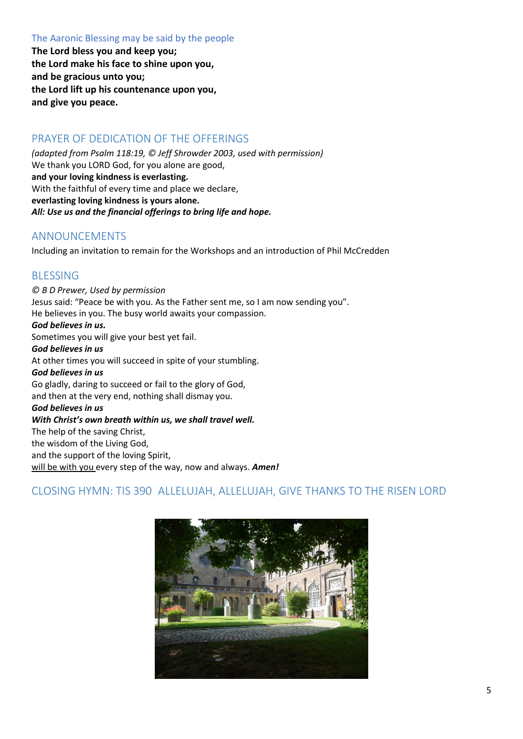The Aaronic Blessing may be said by the people

**The Lord bless you and keep you;**
**the Lord make his face to shine upon you,**
**and be gracious unto you;**
**the Lord lift up his countenance upon you,**
**and give you peace.**

## PRAYER OF DEDICATION OF THE OFFERINGS

*(adapted from Psalm 118:19, © Jeff Shrowder 2003, used with permission)*
We thank you LORD God, for you alone are good,
**and your loving kindness is everlasting.**
With the faithful of every time and place we declare,
**everlasting loving kindness is yours alone.**
***All: Use us and the financial offerings to bring life and hope.***

## ANNOUNCEMENTS

Including an invitation to remain for the Workshops and an introduction of Phil McCredden

## BLESSING

*© B D Prewer, Used by permission*
Jesus said: "Peace be with you. As the Father sent me, so I am now sending you".
He believes in you. The busy world awaits your compassion.
***God believes in us.***
Sometimes you will give your best yet fail.
***God believes in us***
At other times you will succeed in spite of your stumbling.
***God believes in us***
Go gladly, daring to succeed or fail to the glory of God,
and then at the very end, nothing shall dismay you.
***God believes in us***
***With Christ's own breath within us, we shall travel well.***
The help of the saving Christ,
the wisdom of the Living God,
and the support of the loving Spirit,
will be with you every step of the way, now and always. ***Amen!***

## CLOSING HYMN: TIS 390 ALLELUJAH, ALLELUJAH, GIVE THANKS TO THE RISEN LORD